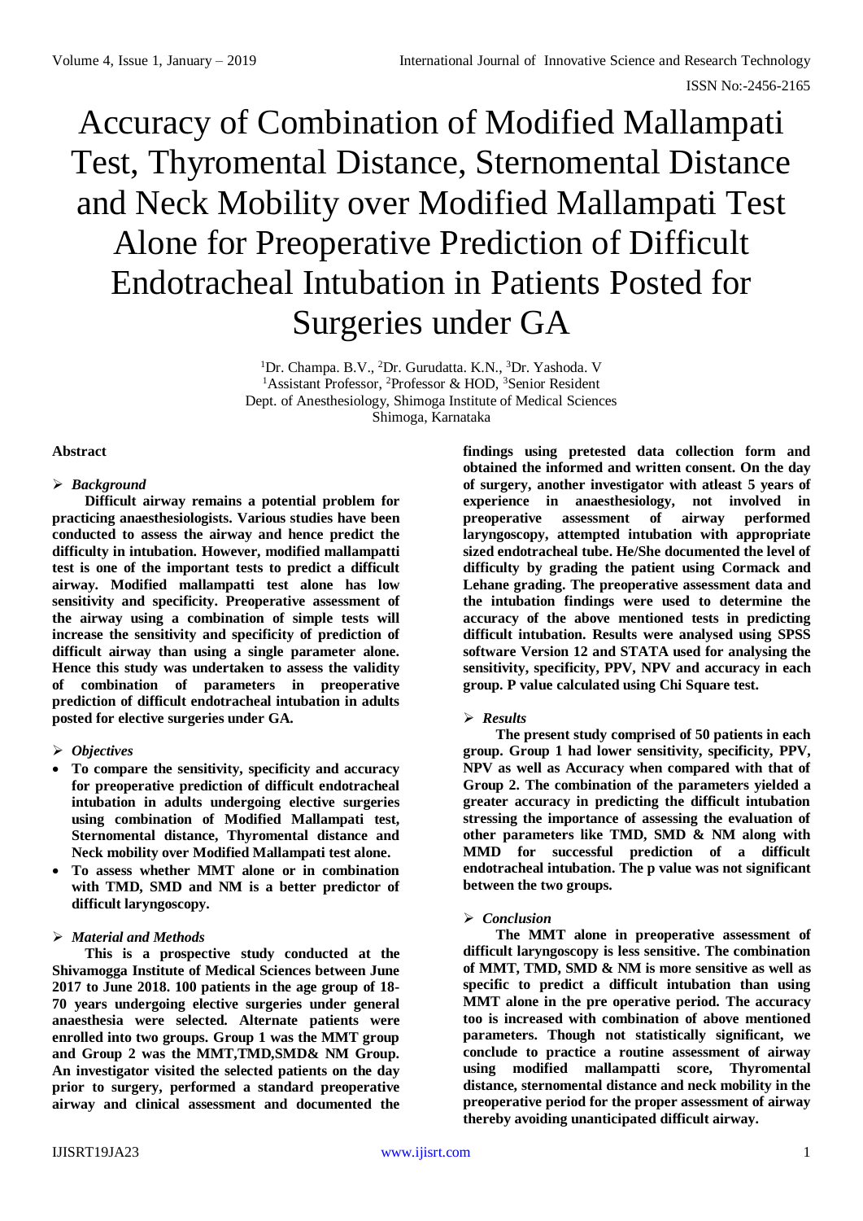# Accuracy of Combination of Modified Mallampati Test, Thyromental Distance, Sternomental Distance and Neck Mobility over Modified Mallampati Test Alone for Preoperative Prediction of Difficult Endotracheal Intubation in Patients Posted for Surgeries under GA

[1]Dr. Champa. B.V., [2]Dr. Gurudatta. K.N., [3]Dr. Yashoda. V
[1]Assistant Professor, [2]Professor & HOD, [3]Senior Resident
Dept. of Anesthesiology, Shimoga Institute of Medical Sciences
Shimoga, Karnataka

**Abstract**

➢ ***Background***

**Difficult airway remains a potential problem for practicing anaesthesiologists. Various studies have been conducted to assess the airway and hence predict the difficulty in intubation. However, modified mallampatti test is one of the important tests to predict a difficult airway. Modified mallampatti test alone has low sensitivity and specificity. Preoperative assessment of the airway using a combination of simple tests will increase the sensitivity and specificity of prediction of difficult airway than using a single parameter alone. Hence this study was undertaken to assess the validity of combination of parameters in preoperative prediction of difficult endotracheal intubation in adults posted for elective surgeries under GA.**

➢ ***Objectives***

- **To compare the sensitivity, specificity and accuracy for preoperative prediction of difficult endotracheal intubation in adults undergoing elective surgeries using combination of Modified Mallampati test, Sternomental distance, Thyromental distance and Neck mobility over Modified Mallampati test alone.**
- **To assess whether MMT alone or in combination with TMD, SMD and NM is a better predictor of difficult laryngoscopy.**

➢ ***Material and Methods***

**This is a prospective study conducted at the Shivamogga Institute of Medical Sciences between June 2017 to June 2018. 100 patients in the age group of 18-70 years undergoing elective surgeries under general anaesthesia were selected. Alternate patients were enrolled into two groups. Group 1 was the MMT group and Group 2 was the MMT,TMD,SMD& NM Group. An investigator visited the selected patients on the day prior to surgery, performed a standard preoperative airway and clinical assessment and documented the findings using pretested data collection form and obtained the informed and written consent. On the day of surgery, another investigator with atleast 5 years of experience in anaesthesiology, not involved in preoperative assessment of airway performed laryngoscopy, attempted intubation with appropriate sized endotracheal tube. He/She documented the level of difficulty by grading the patient using Cormack and Lehane grading. The preoperative assessment data and the intubation findings were used to determine the accuracy of the above mentioned tests in predicting difficult intubation. Results were analysed using SPSS software Version 12 and STATA used for analysing the sensitivity, specificity, PPV, NPV and accuracy in each group. P value calculated using Chi Square test.**

➢ ***Results***

**The present study comprised of 50 patients in each group. Group 1 had lower sensitivity, specificity, PPV, NPV as well as Accuracy when compared with that of Group 2. The combination of the parameters yielded a greater accuracy in predicting the difficult intubation stressing the importance of assessing the evaluation of other parameters like TMD, SMD & NM along with MMD for successful prediction of a difficult endotracheal intubation. The p value was not significant between the two groups.**

➢ ***Conclusion***

**The MMT alone in preoperative assessment of difficult laryngoscopy is less sensitive. The combination of MMT, TMD, SMD & NM is more sensitive as well as specific to predict a difficult intubation than using MMT alone in the pre operative period. The accuracy too is increased with combination of above mentioned parameters. Though not statistically significant, we conclude to practice a routine assessment of airway using modified mallampatti score, Thyromental distance, sternomental distance and neck mobility in the preoperative period for the proper assessment of airway thereby avoiding unanticipated difficult airway.**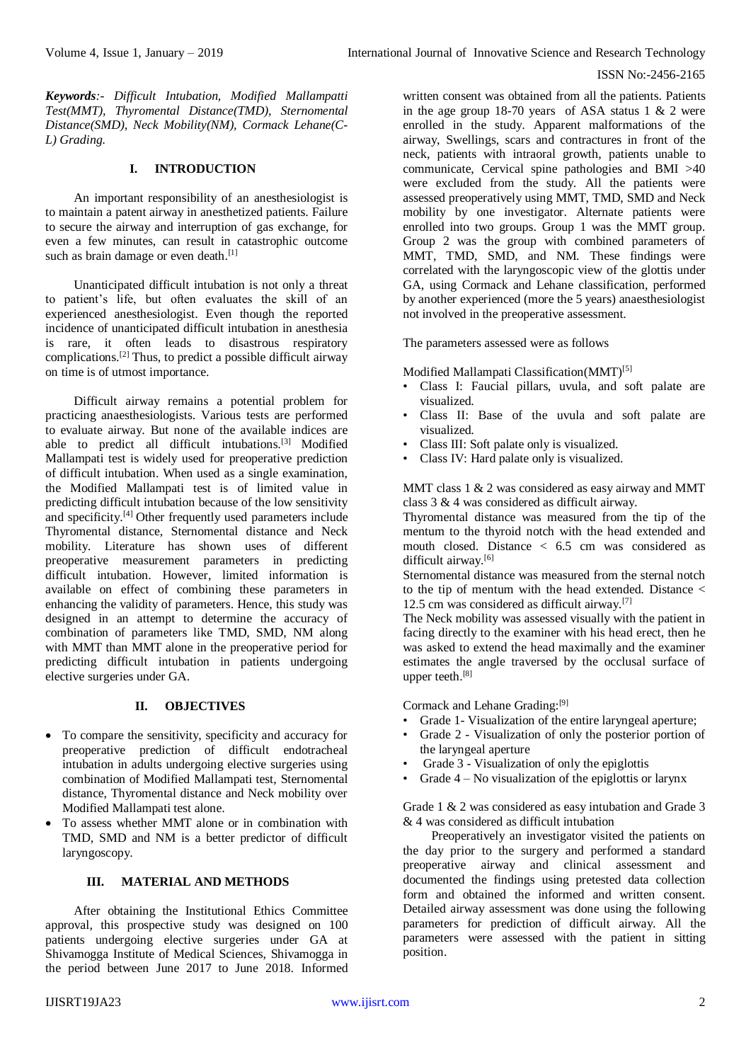***Keywords**:- Difficult Intubation, Modified Mallampatti Test(MMT), Thyromental Distance(TMD), Sternomental Distance(SMD), Neck Mobility(NM), Cormack Lehane(C-L) Grading.*

## I. INTRODUCTION

An important responsibility of an anesthesiologist is to maintain a patent airway in anesthetized patients. Failure to secure the airway and interruption of gas exchange, for even a few minutes, can result in catastrophic outcome such as brain damage or even death.[1]

Unanticipated difficult intubation is not only a threat to patient's life, but often evaluates the skill of an experienced anesthesiologist. Even though the reported incidence of unanticipated difficult intubation in anesthesia is rare, it often leads to disastrous respiratory complications.[2] Thus, to predict a possible difficult airway on time is of utmost importance.

Difficult airway remains a potential problem for practicing anaesthesiologists. Various tests are performed to evaluate airway. But none of the available indices are able to predict all difficult intubations.[3] Modified Mallampati test is widely used for preoperative prediction of difficult intubation. When used as a single examination, the Modified Mallampati test is of limited value in predicting difficult intubation because of the low sensitivity and specificity.[4] Other frequently used parameters include Thyromental distance, Sternomental distance and Neck mobility. Literature has shown uses of different preoperative measurement parameters in predicting difficult intubation. However, limited information is available on effect of combining these parameters in enhancing the validity of parameters. Hence, this study was designed in an attempt to determine the accuracy of combination of parameters like TMD, SMD, NM along with MMT than MMT alone in the preoperative period for predicting difficult intubation in patients undergoing elective surgeries under GA.

## II. OBJECTIVES

- To compare the sensitivity, specificity and accuracy for preoperative prediction of difficult endotracheal intubation in adults undergoing elective surgeries using combination of Modified Mallampati test, Sternomental distance, Thyromental distance and Neck mobility over Modified Mallampati test alone.
- To assess whether MMT alone or in combination with TMD, SMD and NM is a better predictor of difficult laryngoscopy.

## III. MATERIAL AND METHODS

After obtaining the Institutional Ethics Committee approval, this prospective study was designed on 100 patients undergoing elective surgeries under GA at Shivamogga Institute of Medical Sciences, Shivamogga in the period between June 2017 to June 2018. Informed written consent was obtained from all the patients. Patients in the age group 18-70 years of ASA status 1 & 2 were enrolled in the study. Apparent malformations of the airway, Swellings, scars and contractures in front of the neck, patients with intraoral growth, patients unable to communicate, Cervical spine pathologies and BMI >40 were excluded from the study. All the patients were assessed preoperatively using MMT, TMD, SMD and Neck mobility by one investigator. Alternate patients were enrolled into two groups. Group 1 was the MMT group. Group 2 was the group with combined parameters of MMT, TMD, SMD, and NM. These findings were correlated with the laryngoscopic view of the glottis under GA, using Cormack and Lehane classification, performed by another experienced (more the 5 years) anaesthesiologist not involved in the preoperative assessment.

The parameters assessed were as follows

Modified Mallampati Classification(MMT)[5]

- Class I: Faucial pillars, uvula, and soft palate are visualized.
- Class II: Base of the uvula and soft palate are visualized.
- Class III: Soft palate only is visualized.
- Class IV: Hard palate only is visualized.

MMT class 1 & 2 was considered as easy airway and MMT class 3 & 4 was considered as difficult airway.

Thyromental distance was measured from the tip of the mentum to the thyroid notch with the head extended and mouth closed. Distance < 6.5 cm was considered as difficult airway.[6]

Sternomental distance was measured from the sternal notch to the tip of mentum with the head extended. Distance < 12.5 cm was considered as difficult airway.[7]

The Neck mobility was assessed visually with the patient in facing directly to the examiner with his head erect, then he was asked to extend the head maximally and the examiner estimates the angle traversed by the occlusal surface of upper teeth.[8]

Cormack and Lehane Grading:[9]

- Grade 1- Visualization of the entire laryngeal aperture;
- Grade 2 - Visualization of only the posterior portion of the laryngeal aperture
- Grade 3 - Visualization of only the epiglottis
- Grade 4 – No visualization of the epiglottis or larynx

Grade 1 & 2 was considered as easy intubation and Grade 3 & 4 was considered as difficult intubation

Preoperatively an investigator visited the patients on the day prior to the surgery and performed a standard preoperative airway and clinical assessment and documented the findings using pretested data collection form and obtained the informed and written consent. Detailed airway assessment was done using the following parameters for prediction of difficult airway. All the parameters were assessed with the patient in sitting position.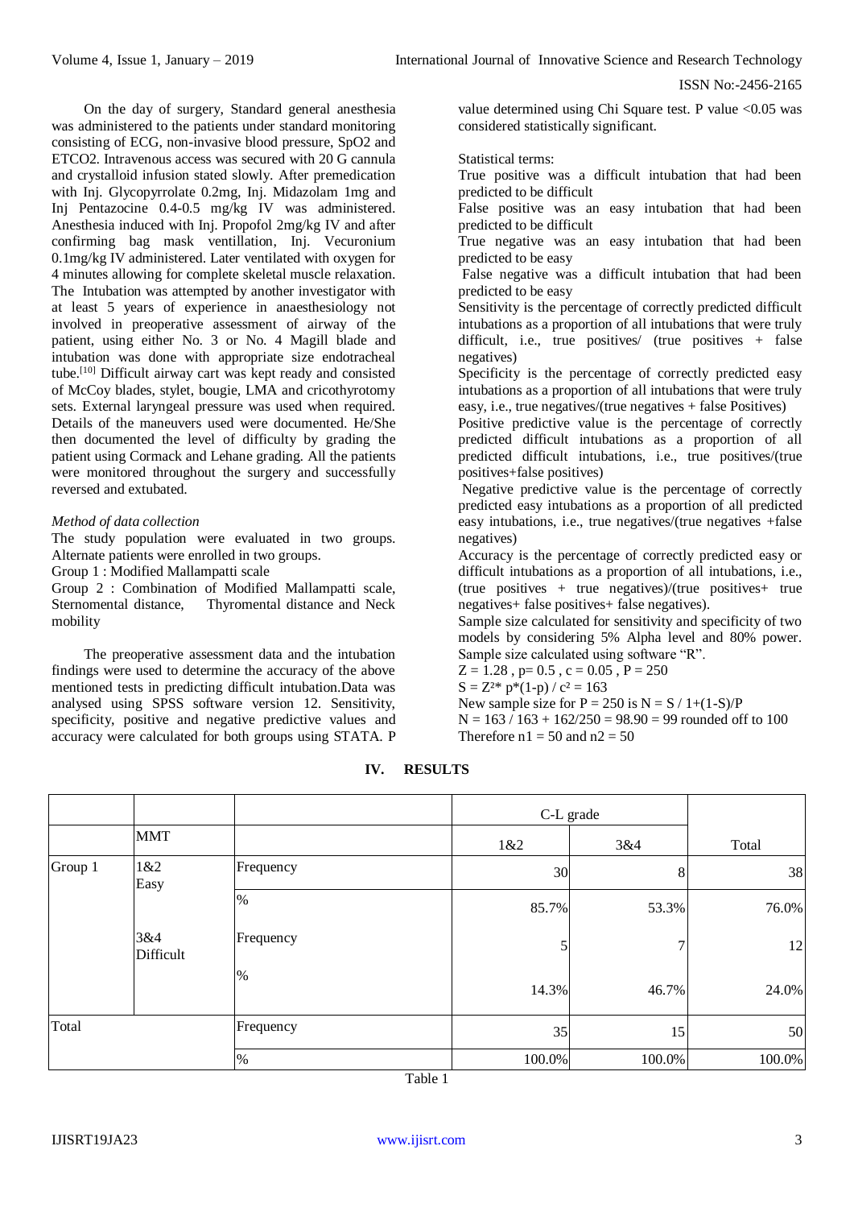On the day of surgery, Standard general anesthesia was administered to the patients under standard monitoring consisting of ECG, non-invasive blood pressure, SpO2 and ETCO2. Intravenous access was secured with 20 G cannula and crystalloid infusion stated slowly. After premedication with Inj. Glycopyrrolate 0.2mg, Inj. Midazolam 1mg and Inj Pentazocine 0.4-0.5 mg/kg IV was administered. Anesthesia induced with Inj. Propofol 2mg/kg IV and after confirming bag mask ventillation, Inj. Vecuronium 0.1mg/kg IV administered. Later ventilated with oxygen for 4 minutes allowing for complete skeletal muscle relaxation. The Intubation was attempted by another investigator with at least 5 years of experience in anaesthesiology not involved in preoperative assessment of airway of the patient, using either No. 3 or No. 4 Magill blade and intubation was done with appropriate size endotracheal tube.[10] Difficult airway cart was kept ready and consisted of McCoy blades, stylet, bougie, LMA and cricothyrotomy sets. External laryngeal pressure was used when required. Details of the maneuvers used were documented. He/She then documented the level of difficulty by grading the patient using Cormack and Lehane grading. All the patients were monitored throughout the surgery and successfully reversed and extubated.

*Method of data collection*

The study population were evaluated in two groups. Alternate patients were enrolled in two groups.

Group 1 : Modified Mallampatti scale

Group 2 : Combination of Modified Mallampatti scale, Sternomental distance, Thyromental distance and Neck mobility

The preoperative assessment data and the intubation findings were used to determine the accuracy of the above mentioned tests in predicting difficult intubation.Data was analysed using SPSS software version 12. Sensitivity, specificity, positive and negative predictive values and accuracy were calculated for both groups using STATA. P value determined using Chi Square test. P value <0.05 was considered statistically significant.

Statistical terms:

True positive was a difficult intubation that had been predicted to be difficult

False positive was an easy intubation that had been predicted to be difficult

True negative was an easy intubation that had been predicted to be easy

False negative was a difficult intubation that had been predicted to be easy

Sensitivity is the percentage of correctly predicted difficult intubations as a proportion of all intubations that were truly difficult, i.e., true positives/ (true positives + false negatives)

Specificity is the percentage of correctly predicted easy intubations as a proportion of all intubations that were truly easy, i.e., true negatives/(true negatives + false Positives)

Positive predictive value is the percentage of correctly predicted difficult intubations as a proportion of all predicted difficult intubations, i.e., true positives/(true positives+false positives)

Negative predictive value is the percentage of correctly predicted easy intubations as a proportion of all predicted easy intubations, i.e., true negatives/(true negatives +false negatives)

Accuracy is the percentage of correctly predicted easy or difficult intubations as a proportion of all intubations, i.e., (true positives + true negatives)/(true positives+ true negatives+ false positives+ false negatives).

Sample size calculated for sensitivity and specificity of two models by considering 5% Alpha level and 80% power. Sample size calculated using software "R".

$Z = 1.28$ , $p = 0.5$ , $c = 0.05$ , $P = 250$

$S = Z^2 * p*(1-p) / c^2 = 163$

New sample size for $P = 250$ is $N = S / 1+(1-S)/P$

$N = 163 / 163 + 162/250 = 98.90 = 99$ rounded off to 100

Therefore $n1 = 50$ and $n2 = 50$

## IV. RESULTS

| | | | C-L grade | | |
|---|---|---|---|---|---|
| | MMT | | 1&2 | 3&4 | Total |
| Group 1 | 1&2 Easy | Frequency | 30 | 8 | 38 |
| | | % | 85.7% | 53.3% | 76.0% |
| | 3&4 Difficult | Frequency | 5 | 7 | 12 |
| | | % | 14.3% | 46.7% | 24.0% |
| Total | | Frequency | 35 | 15 | 50 |
| | | % | 100.0% | 100.0% | 100.0% |

Table 1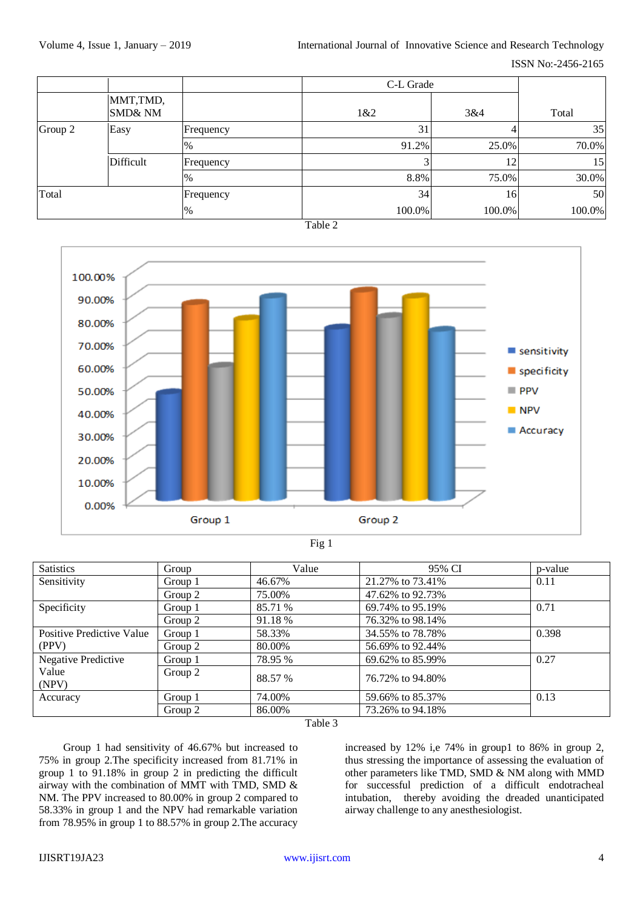| | | | C-L Grade | | |
|---|---|---|---|---|---|
| | MMT,TMD, SMD& NM | | 1&2 | 3&4 | Total |
| Group 2 | Easy | Frequency | 31 | 4 | 35 |
| | | % | 91.2% | 25.0% | 70.0% |
| | Difficult | Frequency | 3 | 12 | 15 |
| | | % | 8.8% | 75.0% | 30.0% |
| Total | | Frequency | 34 | 16 | 50 |
| | | % | 100.0% | 100.0% | 100.0% |

Table 2

Fig 1

| Satistics | Group | Value | 95% CI | p-value |
|---|---|---|---|---|
| Sensitivity | Group 1 | 46.67% | 21.27% to 73.41% | 0.11 |
| | Group 2 | 75.00% | 47.62% to 92.73% | |
| Specificity | Group 1 | 85.71 % | 69.74% to 95.19% | 0.71 |
| | Group 2 | 91.18 % | 76.32% to 98.14% | |
| Positive Predictive Value (PPV) | Group 1 | 58.33% | 34.55% to 78.78% | 0.398 |
| | Group 2 | 80.00% | 56.69% to 92.44% | |
| Negative Predictive Value (NPV) | Group 1 | 78.95 % | 69.62% to 85.99% | 0.27 |
| | Group 2 | 88.57 % | 76.72% to 94.80% | |
| Accuracy | Group 1 | 74.00% | 59.66% to 85.37% | 0.13 |
| | Group 2 | 86.00% | 73.26% to 94.18% | |

Table 3

Group 1 had sensitivity of 46.67% but increased to 75% in group 2.The specificity increased from 81.71% in group 1 to 91.18% in group 2 in predicting the difficult airway with the combination of MMT with TMD, SMD & NM. The PPV increased to 80.00% in group 2 compared to 58.33% in group 1 and the NPV had remarkable variation from 78.95% in group 1 to 88.57% in group 2.The accuracy increased by 12% i,e 74% in group1 to 86% in group 2, thus stressing the importance of assessing the evaluation of other parameters like TMD, SMD & NM along with MMD for successful prediction of a difficult endotracheal intubation, thereby avoiding the dreaded unanticipated airway challenge to any anesthesiologist.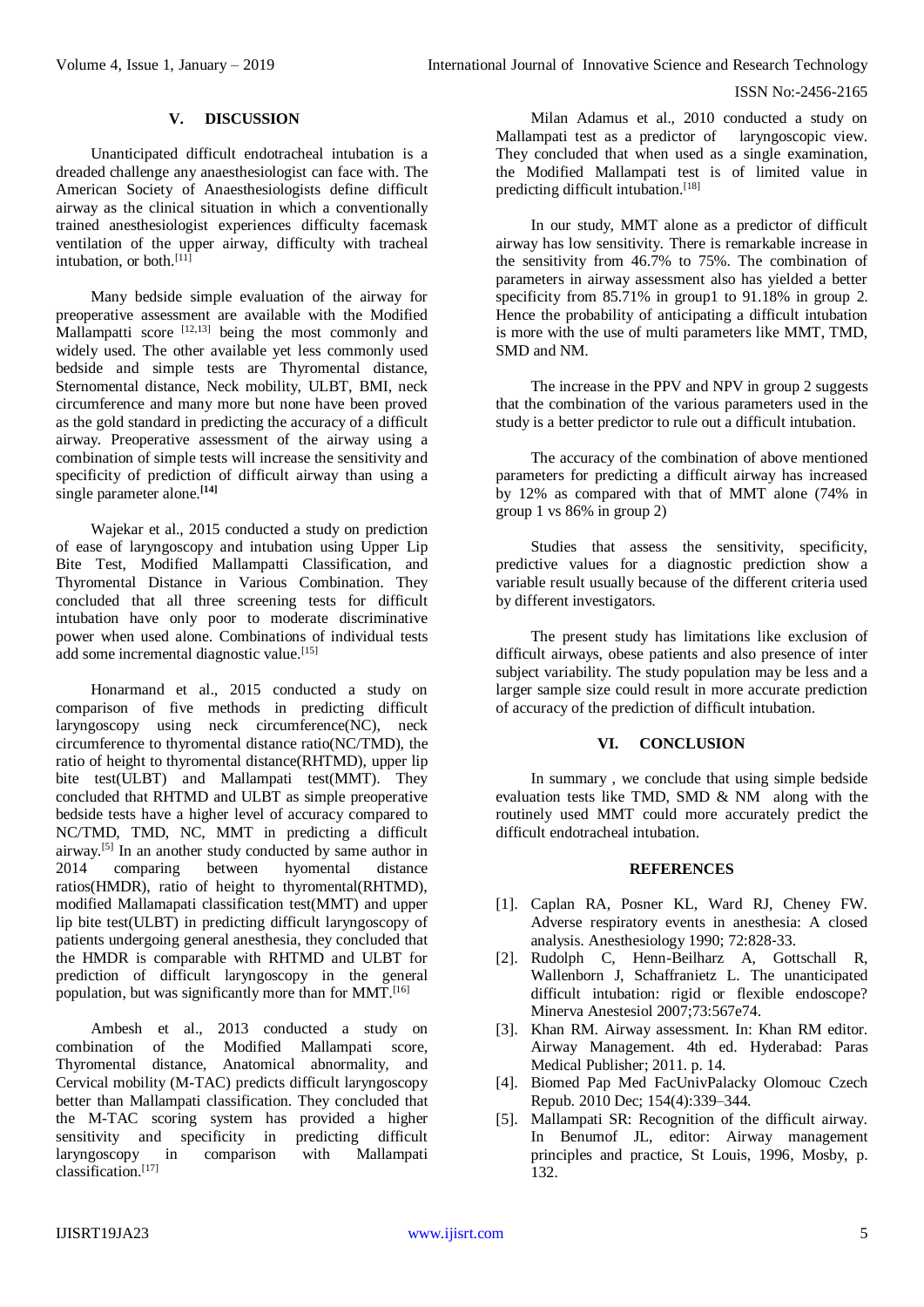## V. DISCUSSION

Unanticipated difficult endotracheal intubation is a dreaded challenge any anaesthesiologist can face with. The American Society of Anaesthesiologists define difficult airway as the clinical situation in which a conventionally trained anesthesiologist experiences difficulty facemask ventilation of the upper airway, difficulty with tracheal intubation, or both.[11]

Many bedside simple evaluation of the airway for preoperative assessment are available with the Modified Mallampatti score [12,13] being the most commonly and widely used. The other available yet less commonly used bedside and simple tests are Thyromental distance, Sternomental distance, Neck mobility, ULBT, BMI, neck circumference and many more but none have been proved as the gold standard in predicting the accuracy of a difficult airway. Preoperative assessment of the airway using a combination of simple tests will increase the sensitivity and specificity of prediction of difficult airway than using a single parameter alone.**[14]**

Wajekar et al., 2015 conducted a study on prediction of ease of laryngoscopy and intubation using Upper Lip Bite Test, Modified Mallampatti Classification, and Thyromental Distance in Various Combination. They concluded that all three screening tests for difficult intubation have only poor to moderate discriminative power when used alone. Combinations of individual tests add some incremental diagnostic value.[15]

Honarmand et al., 2015 conducted a study on comparison of five methods in predicting difficult laryngoscopy using neck circumference(NC), neck circumference to thyromental distance ratio(NC/TMD), the ratio of height to thyromental distance(RHTMD), upper lip bite test(ULBT) and Mallampati test(MMT). They concluded that RHTMD and ULBT as simple preoperative bedside tests have a higher level of accuracy compared to NC/TMD, TMD, NC, MMT in predicting a difficult airway.[5] In an another study conducted by same author in 2014 comparing between hyomental distance ratios(HMDR), ratio of height to thyromental(RHTMD), modified Mallamapati classification test(MMT) and upper lip bite test(ULBT) in predicting difficult laryngoscopy of patients undergoing general anesthesia, they concluded that the HMDR is comparable with RHTMD and ULBT for prediction of difficult laryngoscopy in the general population, but was significantly more than for MMT.[16]

Ambesh et al., 2013 conducted a study on combination of the Modified Mallampati score, Thyromental distance, Anatomical abnormality, and Cervical mobility (M-TAC) predicts difficult laryngoscopy better than Mallampati classification. They concluded that the M-TAC scoring system has provided a higher sensitivity and specificity in predicting difficult laryngoscopy in comparison with Mallampati classification.[17]

Milan Adamus et al., 2010 conducted a study on Mallampati test as a predictor of laryngoscopic view. They concluded that when used as a single examination, the Modified Mallampati test is of limited value in predicting difficult intubation.[18]

In our study, MMT alone as a predictor of difficult airway has low sensitivity. There is remarkable increase in the sensitivity from 46.7% to 75%. The combination of parameters in airway assessment also has yielded a better specificity from 85.71% in group1 to 91.18% in group 2. Hence the probability of anticipating a difficult intubation is more with the use of multi parameters like MMT, TMD, SMD and NM.

The increase in the PPV and NPV in group 2 suggests that the combination of the various parameters used in the study is a better predictor to rule out a difficult intubation.

The accuracy of the combination of above mentioned parameters for predicting a difficult airway has increased by 12% as compared with that of MMT alone (74% in group 1 vs 86% in group 2)

Studies that assess the sensitivity, specificity, predictive values for a diagnostic prediction show a variable result usually because of the different criteria used by different investigators.

The present study has limitations like exclusion of difficult airways, obese patients and also presence of inter subject variability. The study population may be less and a larger sample size could result in more accurate prediction of accuracy of the prediction of difficult intubation.

## VI. CONCLUSION

In summary , we conclude that using simple bedside evaluation tests like TMD, SMD & NM along with the routinely used MMT could more accurately predict the difficult endotracheal intubation.

## REFERENCES

[1]. Caplan RA, Posner KL, Ward RJ, Cheney FW. Adverse respiratory events in anesthesia: A closed analysis. Anesthesiology 1990; 72:828-33.

[2]. Rudolph C, Henn-Beilharz A, Gottschall R, Wallenborn J, Schaffranietz L. The unanticipated difficult intubation: rigid or flexible endoscope? Minerva Anestesiol 2007;73:567e74.

[3]. Khan RM. Airway assessment. In: Khan RM editor. Airway Management. 4th ed. Hyderabad: Paras Medical Publisher; 2011. p. 14.

[4]. Biomed Pap Med FacUnivPalacky Olomouc Czech Repub. 2010 Dec; 154(4):339–344.

[5]. Mallampati SR: Recognition of the difficult airway. In Benumof JL, editor: Airway management principles and practice, St Louis, 1996, Mosby, p. 132.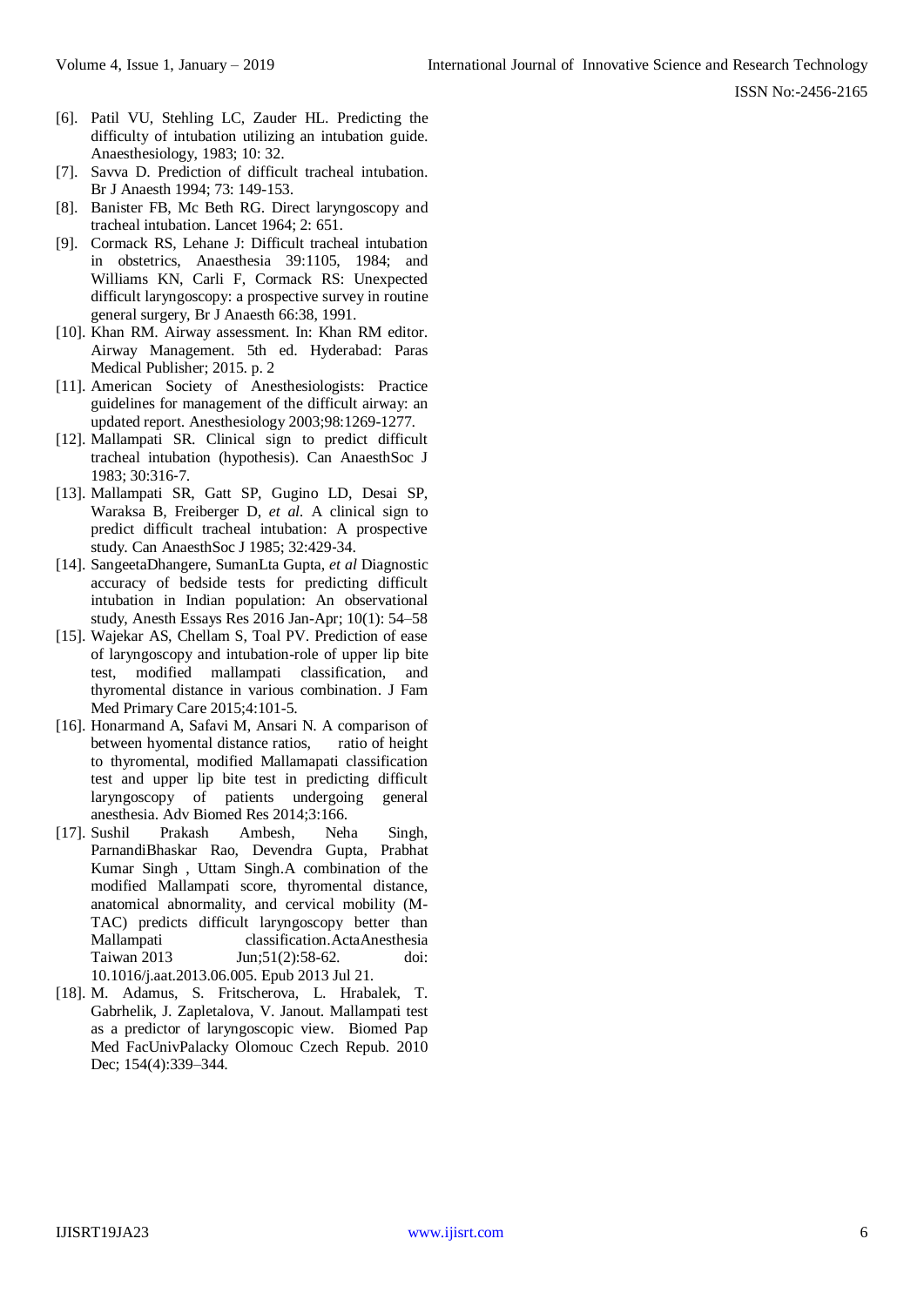[6]. Patil VU, Stehling LC, Zauder HL. Predicting the difficulty of intubation utilizing an intubation guide. Anaesthesiology, 1983; 10: 32.

[7]. Savva D. Prediction of difficult tracheal intubation. Br J Anaesth 1994; 73: 149-153.

[8]. Banister FB, Mc Beth RG. Direct laryngoscopy and tracheal intubation. Lancet 1964; 2: 651.

[9]. Cormack RS, Lehane J: Difficult tracheal intubation in obstetrics, Anaesthesia 39:1105, 1984; and Williams KN, Carli F, Cormack RS: Unexpected difficult laryngoscopy: a prospective survey in routine general surgery, Br J Anaesth 66:38, 1991.

[10]. Khan RM. Airway assessment. In: Khan RM editor. Airway Management. 5th ed. Hyderabad: Paras Medical Publisher; 2015. p. 2

[11]. American Society of Anesthesiologists: Practice guidelines for management of the difficult airway: an updated report. Anesthesiology 2003;98:1269-1277.

[12]. Mallampati SR. Clinical sign to predict difficult tracheal intubation (hypothesis). Can AnaesthSoc J 1983; 30:316-7.

[13]. Mallampati SR, Gatt SP, Gugino LD, Desai SP, Waraksa B, Freiberger D, *et al.* A clinical sign to predict difficult tracheal intubation: A prospective study. Can AnaesthSoc J 1985; 32:429-34.

[14]. SangeetaDhangere, SumanLta Gupta, *et al* Diagnostic accuracy of bedside tests for predicting difficult intubation in Indian population: An observational study, Anesth Essays Res 2016 Jan-Apr; 10(1): 54–58

[15]. Wajekar AS, Chellam S, Toal PV. Prediction of ease of laryngoscopy and intubation-role of upper lip bite test, modified mallampati classification, and thyromental distance in various combination. J Fam Med Primary Care 2015;4:101-5.

[16]. Honarmand A, Safavi M, Ansari N. A comparison of between hyomental distance ratios, ratio of height to thyromental, modified Mallamapati classification test and upper lip bite test in predicting difficult laryngoscopy of patients undergoing general anesthesia. Adv Biomed Res 2014;3:166.

[17]. Sushil Prakash Ambesh, Neha Singh, ParnandiBhaskar Rao, Devendra Gupta, Prabhat Kumar Singh , Uttam Singh.A combination of the modified Mallampati score, thyromental distance, anatomical abnormality, and cervical mobility (M-TAC) predicts difficult laryngoscopy better than Mallampati classification.ActaAnesthesia Taiwan 2013 Jun;51(2):58-62. doi: 10.1016/j.aat.2013.06.005. Epub 2013 Jul 21.

[18]. M. Adamus, S. Fritscherova, L. Hrabalek, T. Gabrhelik, J. Zapletalova, V. Janout. Mallampati test as a predictor of laryngoscopic view. Biomed Pap Med FacUnivPalacky Olomouc Czech Repub. 2010 Dec; 154(4):339–344.